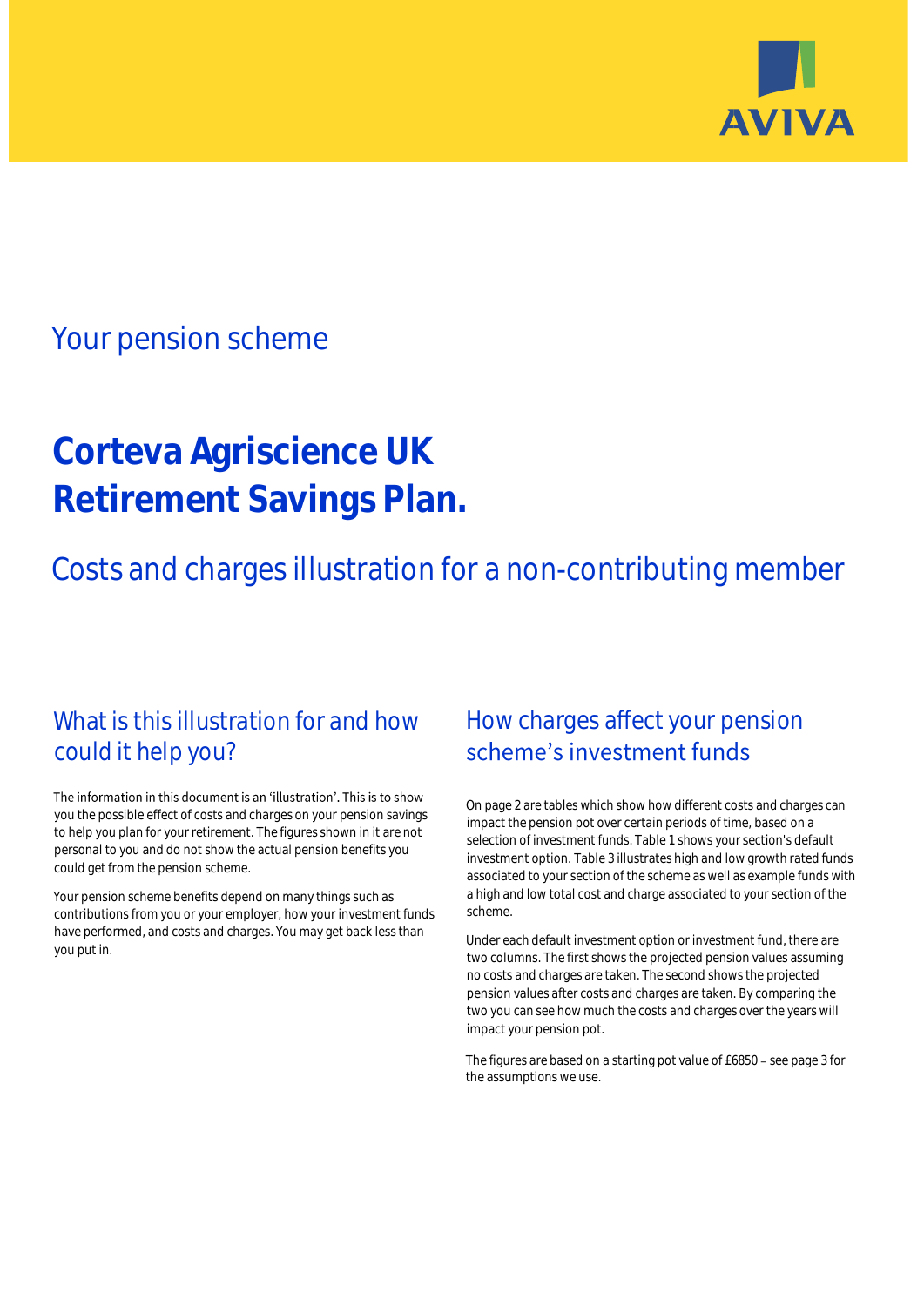AVIVA

## Your pension scheme

# Corteva Agriscience UK Retirement Savings Plan.

## Costs and charges illustration for a non-contributing member

### What is this illustration for and how could it help you?

The information in this document is an 'illustration'. This is to show you the possible effect of costs and charges on your pension savings to help you plan for your retirement. The figures shown in it are not personal to you and do not show the actual pension benefits you could get from the pension scheme.

Your pension scheme benefits depend on many things such as contributions from you or your employer, how your investment funds have performed, and costs and charges. You may get back less than you put in.

### How charges affect your pension scheme's investment funds

On page 2 are tables which show how different costs and charges can impact the pension pot over certain periods of time, based on a selection of investment funds. Table 1 shows your section's default investment option. Table 3 illustrates high and low growth rated funds associated to your section of the scheme as well as example funds with a high and low total cost and charge associated to your section of the scheme.

Under each default investment option or investment fund, there are two columns. The first shows the projected pension values assuming no costs and charges are taken. The second shows the projected pension values after costs and charges are taken. By comparing the two you can see how much the costs and charges over the years will impact your pension pot.

The figures are based on a starting pot value of £6850 – see page 3 for the assumptions we use.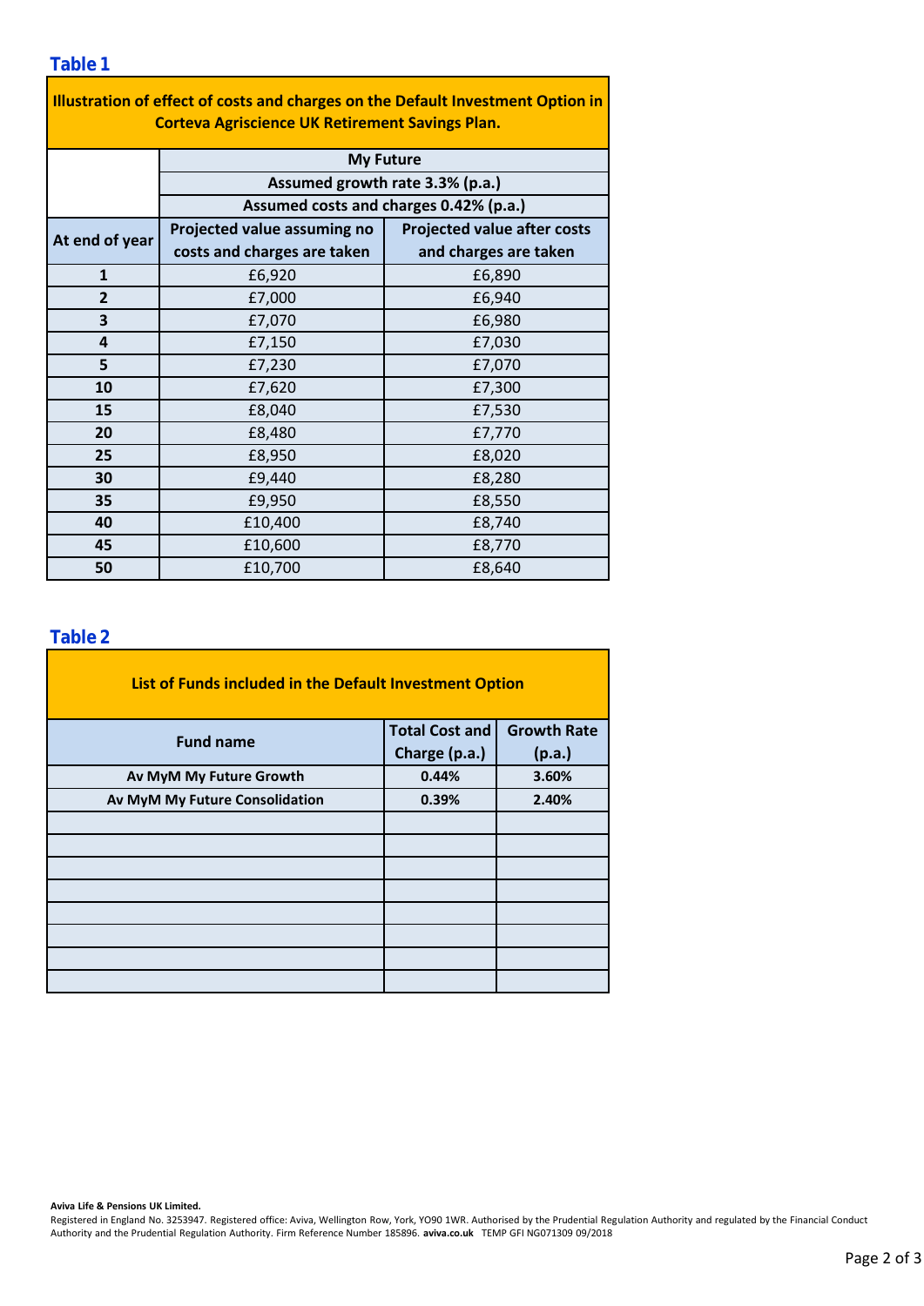## Table 1

| Illustration of effect of costs and charges on the Default Investment Option in Corteva Agriscience UK Retirement Savings Plan. | | |
|---|---|---|
| | **My Future** | |
| | **Assumed growth rate 3.3% (p.a.)** | |
| | **Assumed costs and charges 0.42% (p.a.)** | |
| **At end of year** | **Projected value assuming no costs and charges are taken** | **Projected value after costs and charges are taken** |
| **1** | £6,920 | £6,890 |
| **2** | £7,000 | £6,940 |
| **3** | £7,070 | £6,980 |
| **4** | £7,150 | £7,030 |
| **5** | £7,230 | £7,070 |
| **10** | £7,620 | £7,300 |
| **15** | £8,040 | £7,530 |
| **20** | £8,480 | £7,770 |
| **25** | £8,950 | £8,020 |
| **30** | £9,440 | £8,280 |
| **35** | £9,950 | £8,550 |
| **40** | £10,400 | £8,740 |
| **45** | £10,600 | £8,770 |
| **50** | £10,700 | £8,640 |

## Table 2

| List of Funds included in the Default Investment Option | | |
|---|---|---|
| **Fund name** | **Total Cost and Charge (p.a.)** | **Growth Rate (p.a.)** |
| **Av MyM My Future Growth** | **0.44%** | **3.60%** |
| **Av MyM My Future Consolidation** | **0.39%** | **2.40%** |
| | | |
| | | |
| | | |
| | | |
| | | |
| | | |
| | | |
| | | |

**Aviva Life & Pensions UK Limited.**
Registered in England No. 3253947. Registered office: Aviva, Wellington Row, York, YO90 1WR. Authorised by the Prudential Regulation Authority and regulated by the Financial Conduct Authority and the Prudential Regulation Authority. Firm Reference Number 185896. **aviva.co.uk** TEMP GFI NG071309 09/2018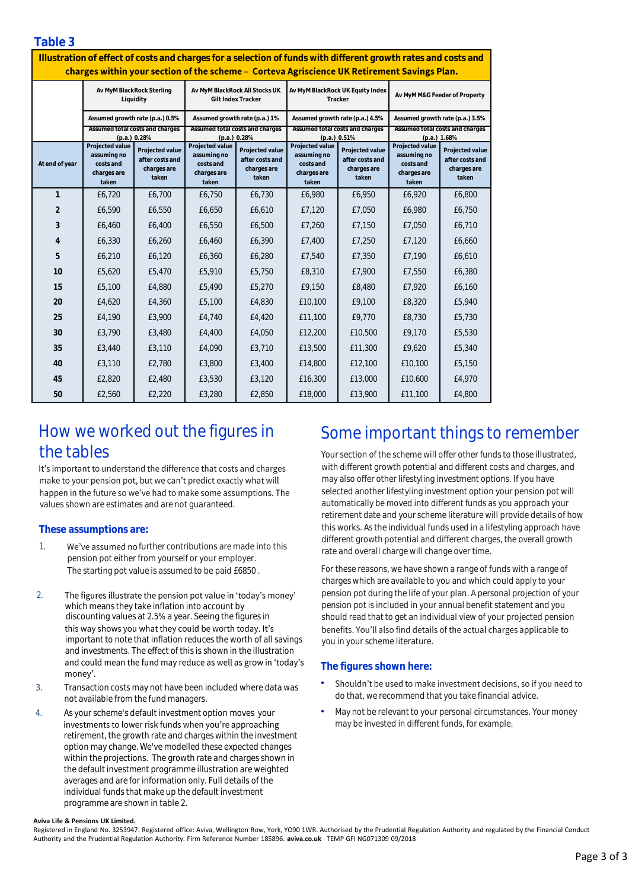## Table 3

**Illustration of effect of costs and charges for a selection of funds with different growth rates and costs and charges within your section of the scheme – Corteva Agriscience UK Retirement Savings Plan.**

| | Av MyM BlackRock Sterling Liquidity | | Av MyM BlackRock All Stocks UK Gilt Index Tracker | | Av MyM BlackRock UK Equity Index Tracker | | Av MyM M&G Feeder of Property | |
|---|---|---|---|---|---|---|---|---|
| | Assumed growth rate (p.a.) 0.5% | | Assumed growth rate (p.a.) 1% | | Assumed growth rate (p.a.) 4.5% | | Assumed growth rate (p.a.) 3.5% | |
| | Assumed total costs and charges (p.a.) 0.28% | | Assumed total costs and charges (p.a.) 0.28% | | Assumed total costs and charges (p.a.) 0.51% | | Assumed total costs and charges (p.a.) 1.68% | |
| At end of year | Projected value assuming no costs and charges are taken | Projected value after costs and charges are taken | Projected value assuming no costs and charges are taken | Projected value after costs and charges are taken | Projected value assuming no costs and charges are taken | Projected value after costs and charges are taken | Projected value assuming no costs and charges are taken | Projected value after costs and charges are taken |
| 1 | £6,720 | £6,700 | £6,750 | £6,730 | £6,980 | £6,950 | £6,920 | £6,800 |
| 2 | £6,590 | £6,550 | £6,650 | £6,610 | £7,120 | £7,050 | £6,980 | £6,750 |
| 3 | £6,460 | £6,400 | £6,550 | £6,500 | £7,260 | £7,150 | £7,050 | £6,710 |
| 4 | £6,330 | £6,260 | £6,460 | £6,390 | £7,400 | £7,250 | £7,120 | £6,660 |
| 5 | £6,210 | £6,120 | £6,360 | £6,280 | £7,540 | £7,350 | £7,190 | £6,610 |
| 10 | £5,620 | £5,470 | £5,910 | £5,750 | £8,310 | £7,900 | £7,550 | £6,380 |
| 15 | £5,100 | £4,880 | £5,490 | £5,270 | £9,150 | £8,480 | £7,920 | £6,160 |
| 20 | £4,620 | £4,360 | £5,100 | £4,830 | £10,100 | £9,100 | £8,320 | £5,940 |
| 25 | £4,190 | £3,900 | £4,740 | £4,420 | £11,100 | £9,770 | £8,730 | £5,730 |
| 30 | £3,790 | £3,480 | £4,400 | £4,050 | £12,200 | £10,500 | £9,170 | £5,530 |
| 35 | £3,440 | £3,110 | £4,090 | £3,710 | £13,500 | £11,300 | £9,620 | £5,340 |
| 40 | £3,110 | £2,780 | £3,800 | £3,400 | £14,800 | £12,100 | £10,100 | £5,150 |
| 45 | £2,820 | £2,480 | £3,530 | £3,120 | £16,300 | £13,000 | £10,600 | £4,970 |
| 50 | £2,560 | £2,220 | £3,280 | £2,850 | £18,000 | £13,900 | £11,100 | £4,800 |

# How we worked out the figures in the tables

It's important to understand the difference that costs and charges make to your pension pot, but we can't predict exactly what will happen in the future so we've had to make some assumptions. The values shown are estimates and are not guaranteed.

### These assumptions are:

1. We've assumed no further contributions are made into this pension pot either from yourself or your employer. The starting pot value is assumed to be paid £6850 .
2. The figures illustrate the pension pot value in 'today's money' which means they take inflation into account by discounting values at 2.5% a year. Seeing the figures in this way shows you what they could be worth today. It's important to note that inflation reduces the worth of all savings and investments. The effect of this is shown in the illustration and could mean the fund may reduce as well as grow in 'today's money'.
3. Transaction costs may not have been included where data was not available from the fund managers.
4. As your scheme's default investment option moves your investments to lower risk funds when you're approaching retirement, the growth rate and charges within the investment option may change. We've modelled these expected changes within the projections. The growth rate and charges shown in the default investment programme illustration are weighted averages and are for information only. Full details of the individual funds that make up the default investment programme are shown in table 2.

# Some important things to remember

Your section of the scheme will offer other funds to those illustrated, with different growth potential and different costs and charges, and may also offer other lifestyling investment options. If you have selected another lifestyling investment option your pension pot will automatically be moved into different funds as you approach your retirement date and your scheme literature will provide details of how this works. As the individual funds used in a lifestyling approach have different growth potential and different charges, the overall growth rate and overall charge will change over time.

For these reasons, we have shown a range of funds with a range of charges which are available to you and which could apply to your pension pot during the life of your plan. A personal projection of your pension pot is included in your annual benefit statement and you should read that to get an individual view of your projected pension benefits. You'll also find details of the actual charges applicable to you in your scheme literature.

### The figures shown here:

- Shouldn't be used to make investment decisions, so if you need to do that, we recommend that you take financial advice.
- May not be relevant to your personal circumstances. Your money may be invested in different funds, for example.

**Aviva Life & Pensions UK Limited.**
Registered in England No. 3253947. Registered office: Aviva, Wellington Row, York, YO90 1WR. Authorised by the Prudential Regulation Authority and regulated by the Financial Conduct Authority and the Prudential Regulation Authority. Firm Reference Number 185896. **aviva.co.uk** TEMP GFI NG071309 09/2018